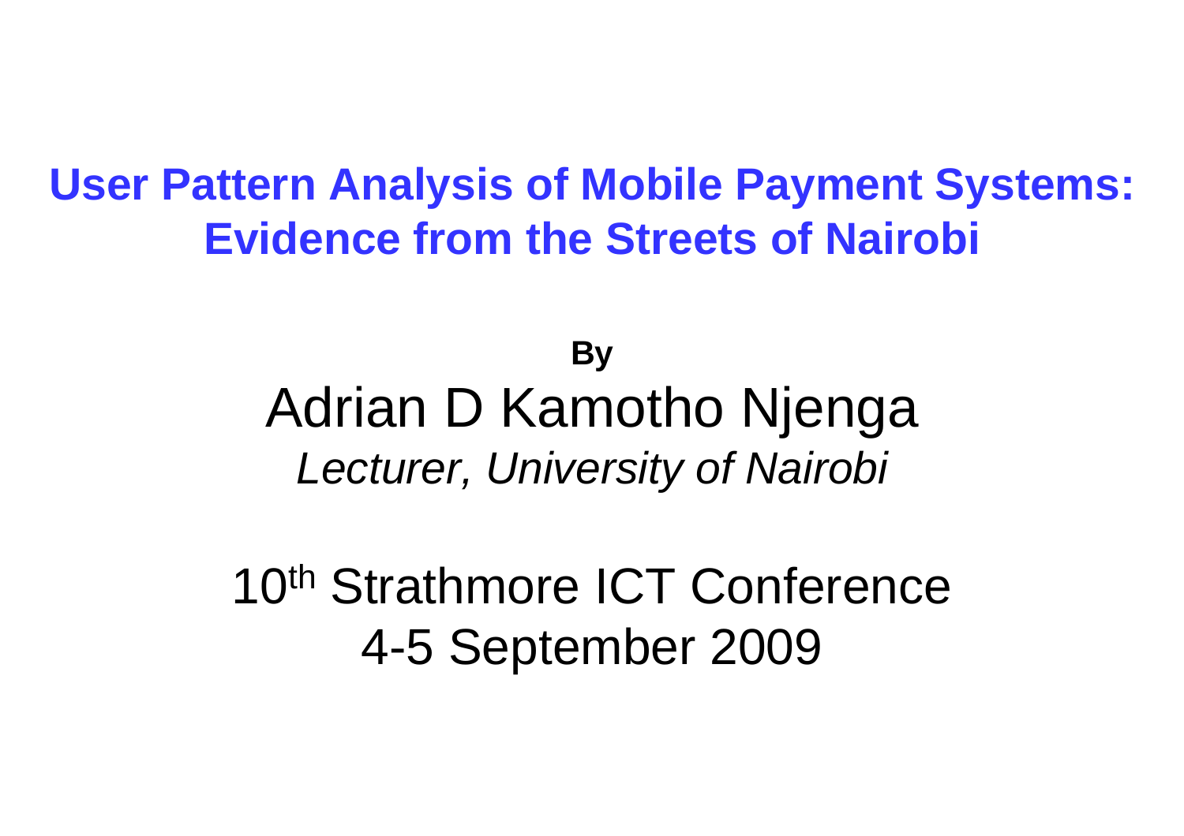# User Pattern Analysis of Mobile Payment Systems: Evidence from the Streets of Nairobi

**By**

Adrian D Kamotho Njenga

*Lecturer, University of Nairobi*

10th Strathmore ICT Conference

4-5 September 2009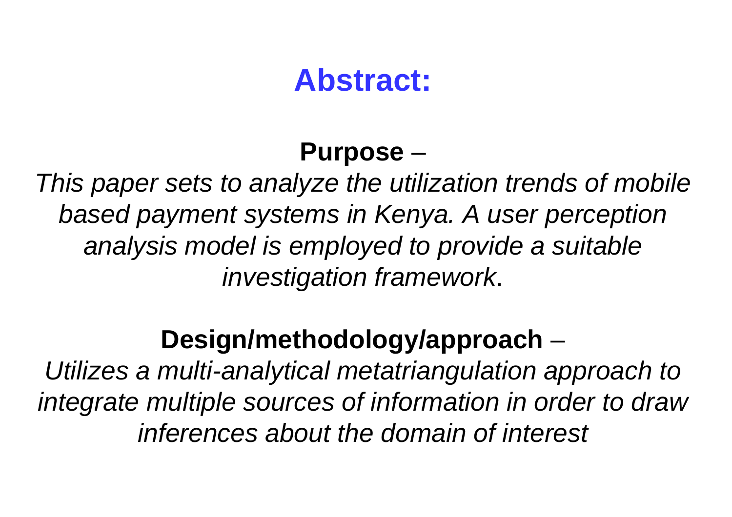# Abstract:

**Purpose** –

*This paper sets to analyze the utilization trends of mobile based payment systems in Kenya. A user perception analysis model is employed to provide a suitable investigation framework*.

**Design/methodology/approach** –

*Utilizes a multi-analytical metatriangulation approach to integrate multiple sources of information in order to draw inferences about the domain of interest*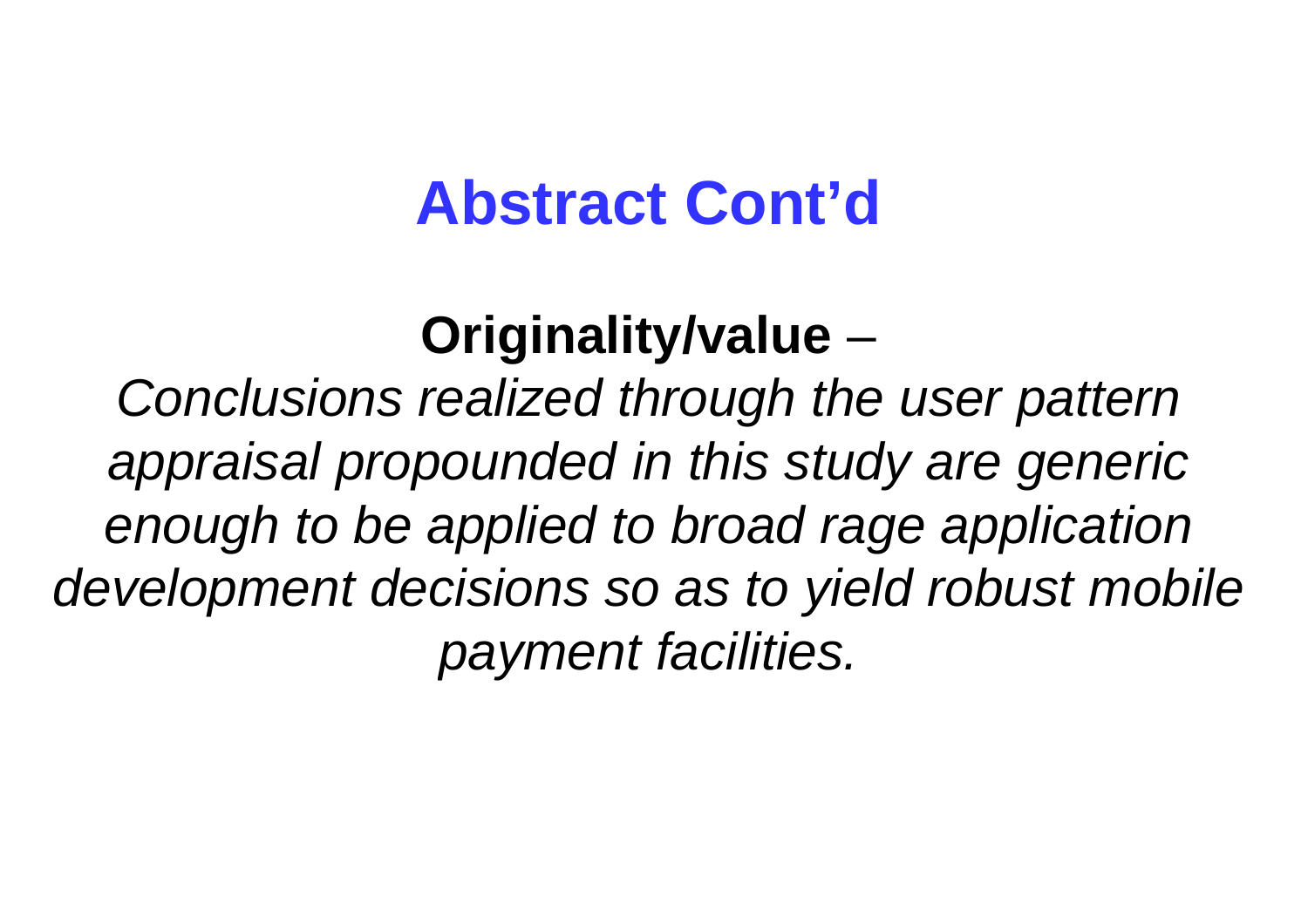# Abstract Cont'd

**Originality/value** –

*Conclusions realized through the user pattern appraisal propounded in this study are generic enough to be applied to broad rage application development decisions so as to yield robust mobile payment facilities.*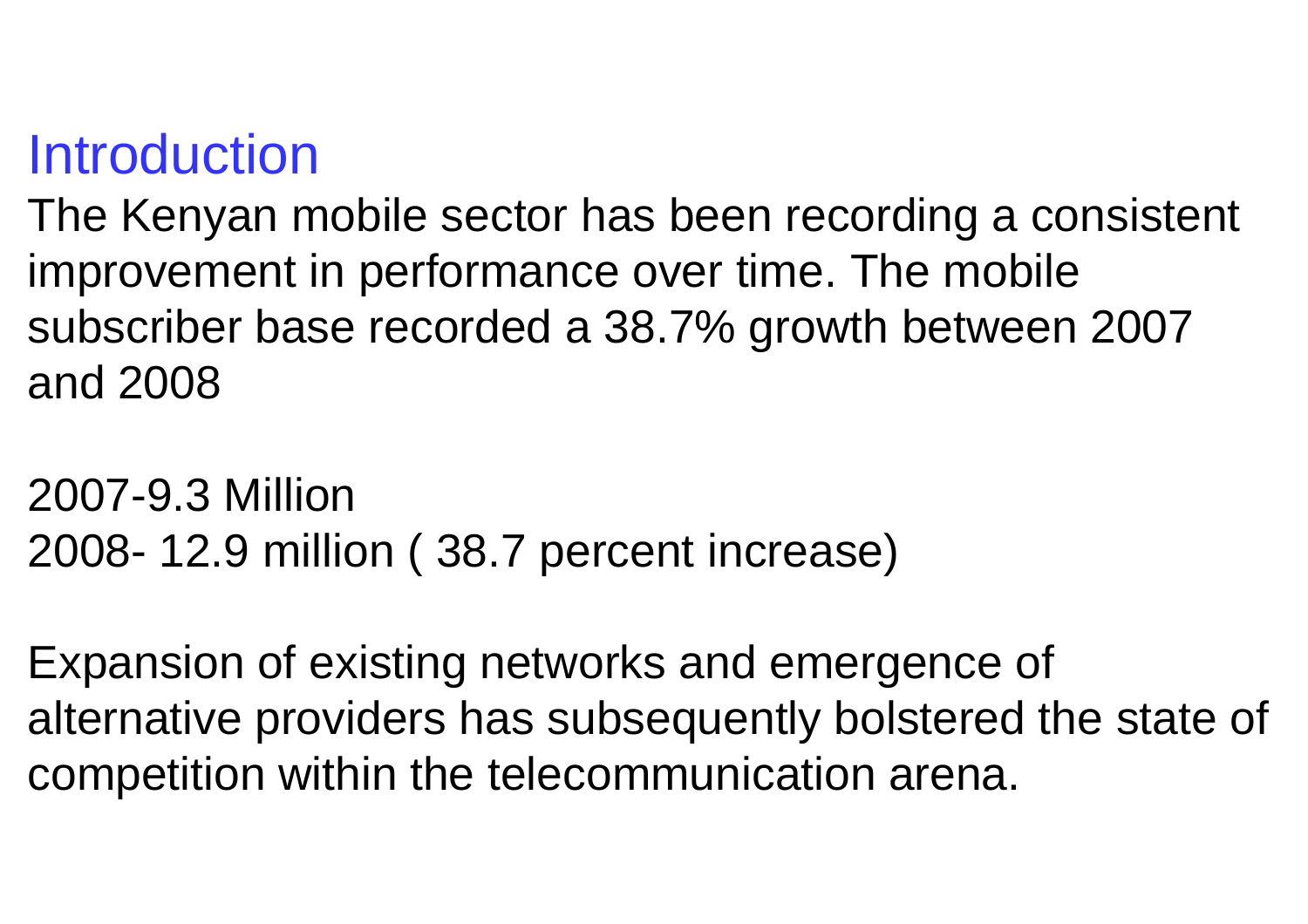## Introduction

The Kenyan mobile sector has been recording a consistent improvement in performance over time. The mobile subscriber base recorded a 38.7% growth between 2007 and 2008

2007-9.3 Million
2008- 12.9 million ( 38.7 percent increase)

Expansion of existing networks and emergence of alternative providers has subsequently bolstered the state of competition within the telecommunication arena.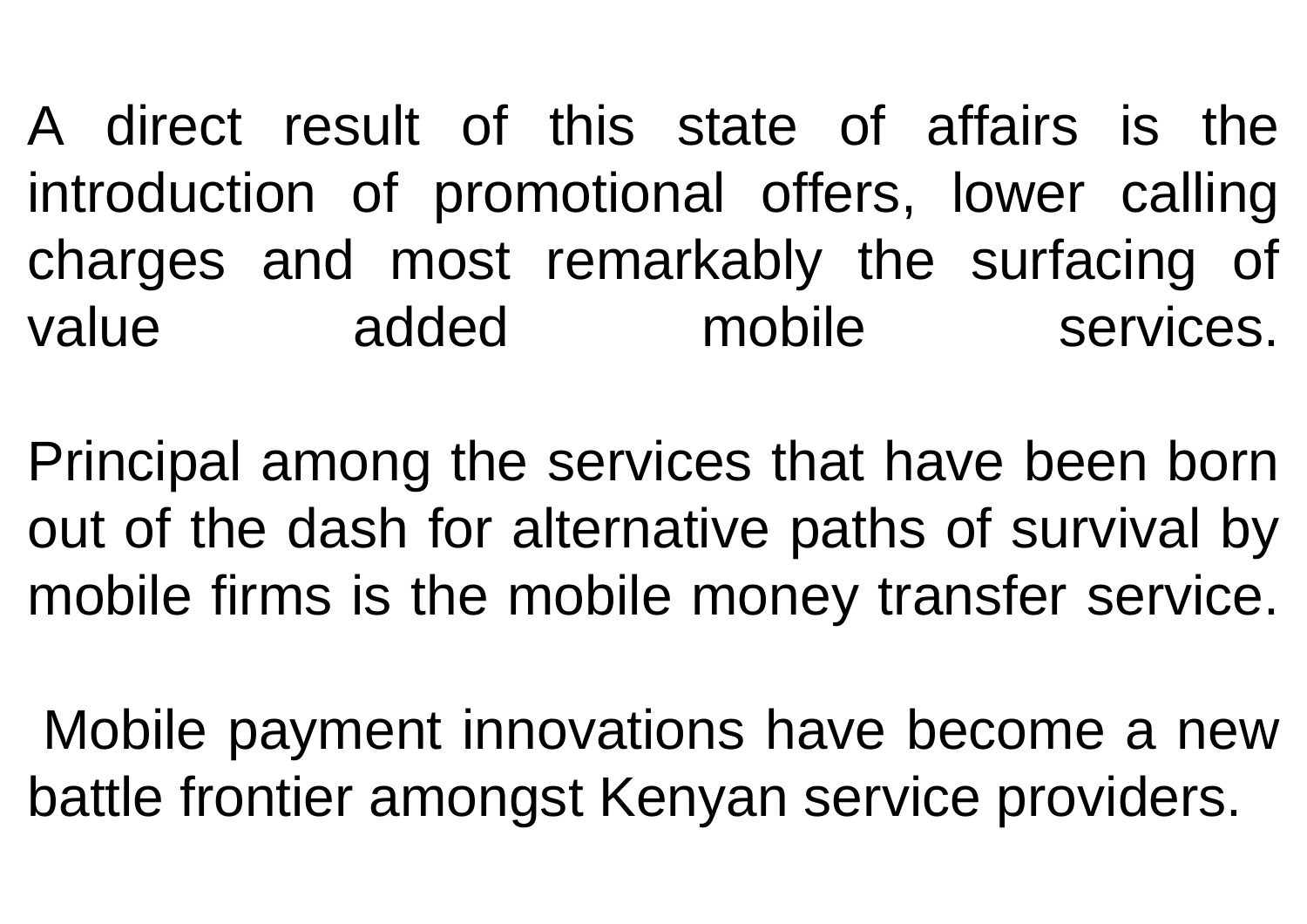A direct result of this state of affairs is the introduction of promotional offers, lower calling charges and most remarkably the surfacing of value added mobile services.

Principal among the services that have been born out of the dash for alternative paths of survival by mobile firms is the mobile money transfer service.

Mobile payment innovations have become a new battle frontier amongst Kenyan service providers.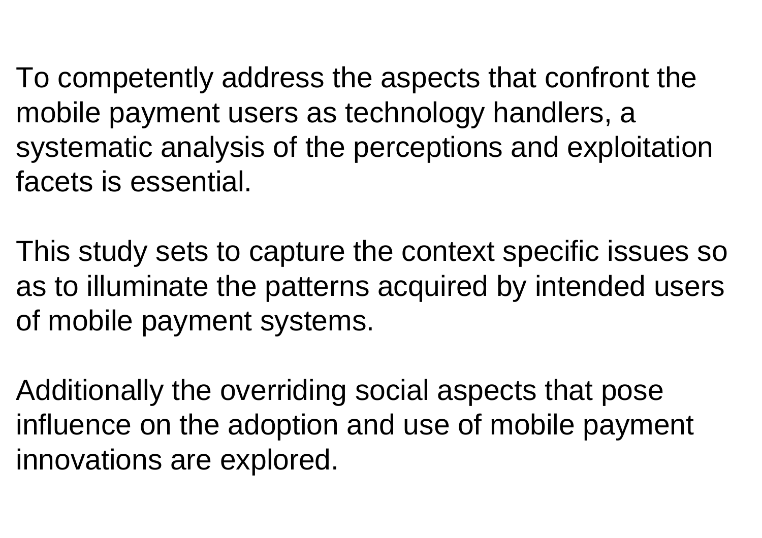To competently address the aspects that confront the mobile payment users as technology handlers, a systematic analysis of the perceptions and exploitation facets is essential.

This study sets to capture the context specific issues so as to illuminate the patterns acquired by intended users of mobile payment systems.

Additionally the overriding social aspects that pose influence on the adoption and use of mobile payment innovations are explored.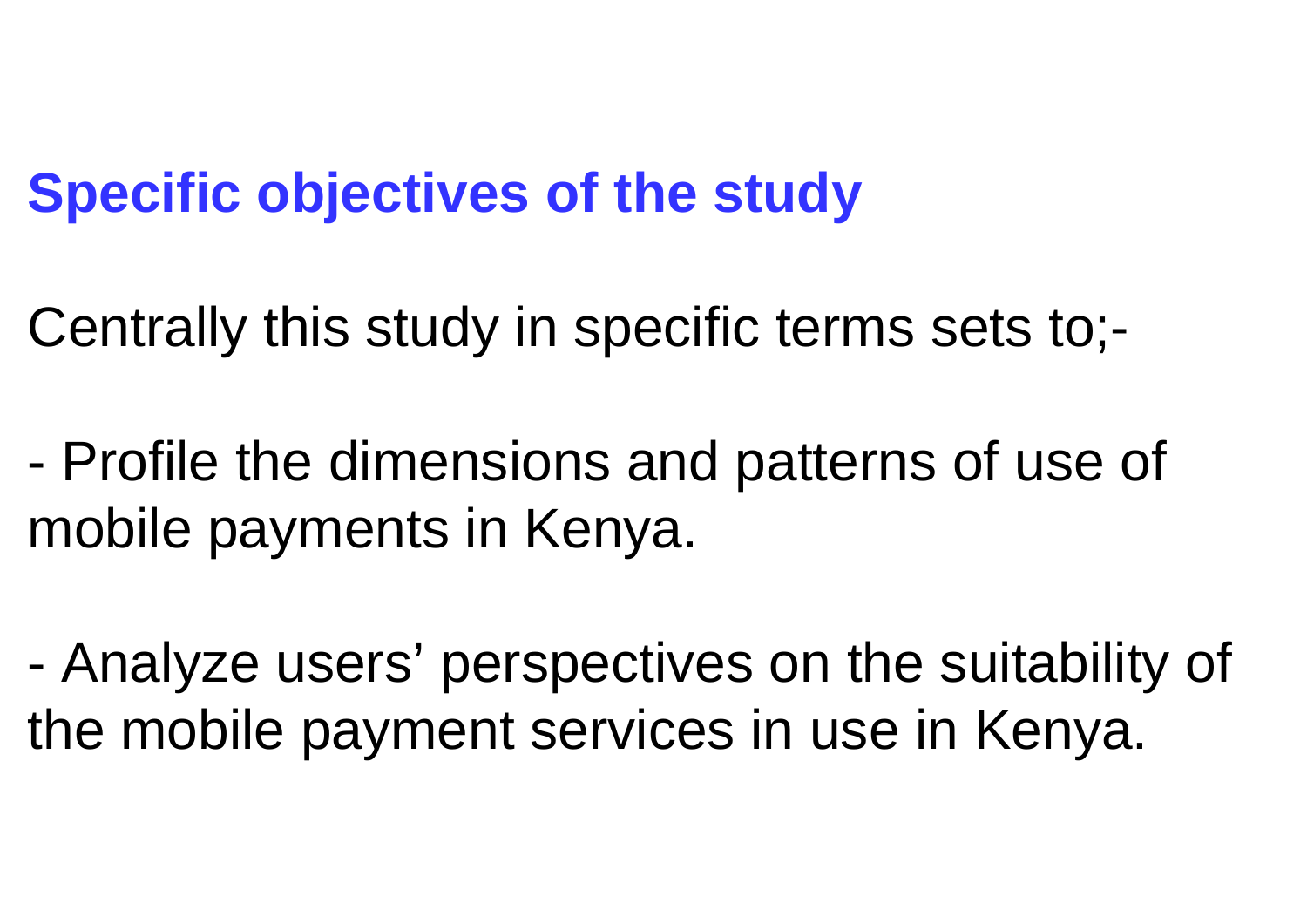## Specific objectives of the study

Centrally this study in specific terms sets to;-

- Profile the dimensions and patterns of use of mobile payments in Kenya.

- Analyze users’ perspectives on the suitability of the mobile payment services in use in Kenya.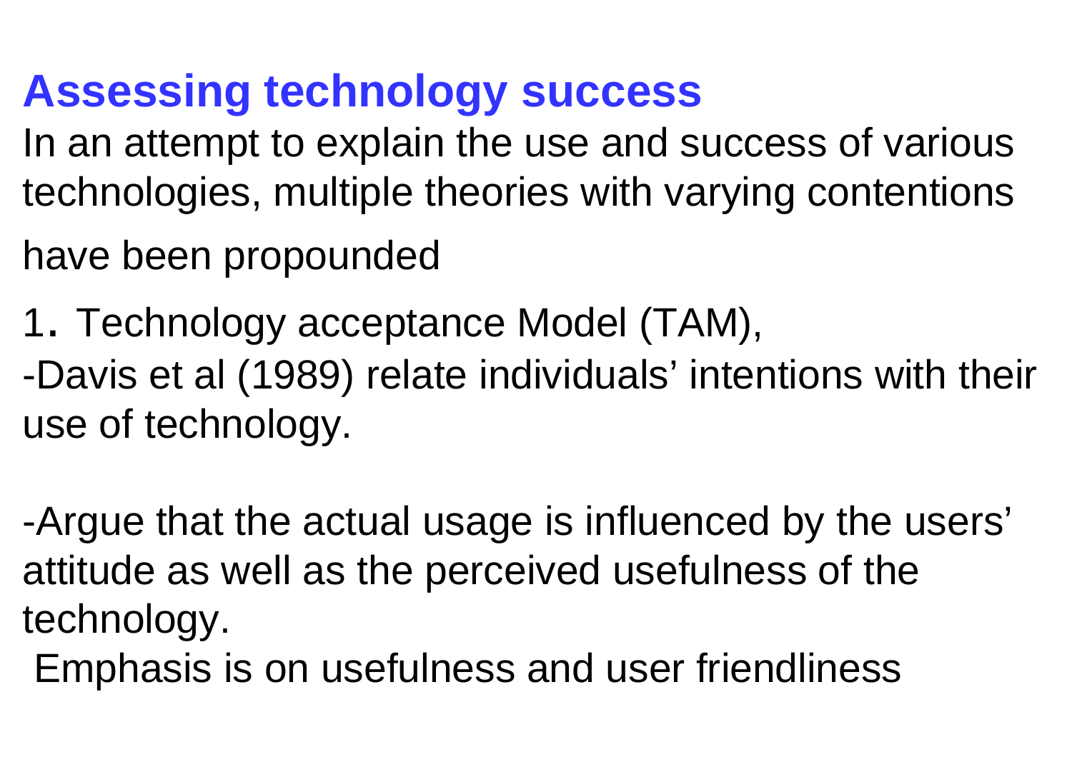# Assessing technology success

In an attempt to explain the use and success of various technologies, multiple theories with varying contentions have been propounded

1. Technology acceptance Model (TAM),

-Davis et al (1989) relate individuals' intentions with their use of technology.

-Argue that the actual usage is influenced by the users' attitude as well as the perceived usefulness of the technology.

Emphasis is on usefulness and user friendliness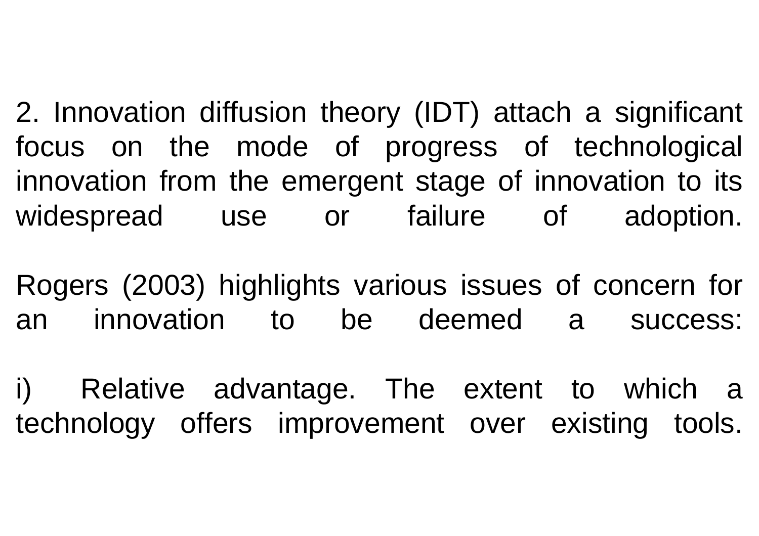2. Innovation diffusion theory (IDT) attach a significant focus on the mode of progress of technological innovation from the emergent stage of innovation to its widespread use or failure of adoption.

Rogers (2003) highlights various issues of concern for an innovation to be deemed a success:

i) Relative advantage. The extent to which a technology offers improvement over existing tools.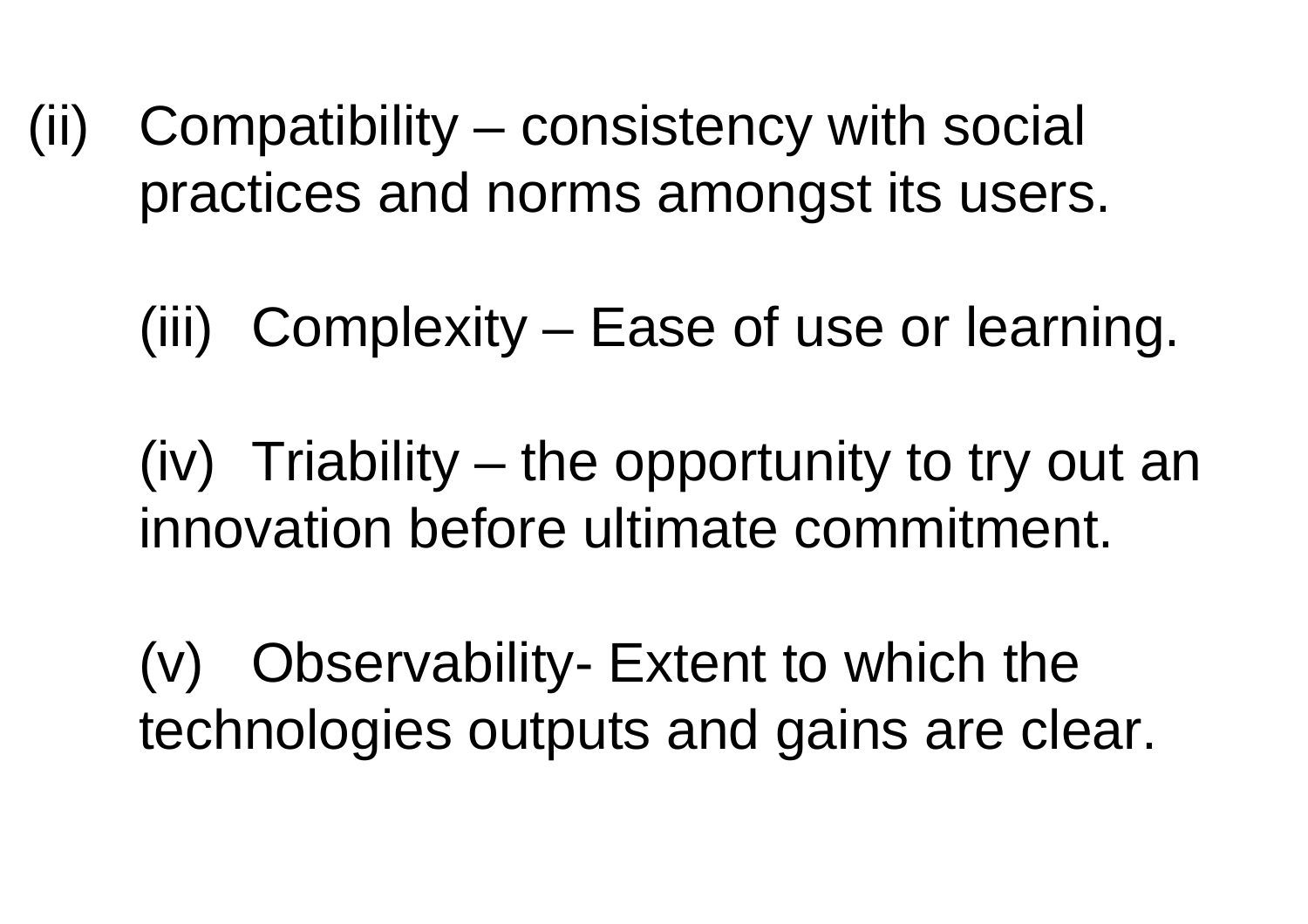(ii) Compatibility – consistency with social practices and norms amongst its users.

(iii) Complexity – Ease of use or learning.

(iv) Triability – the opportunity to try out an innovation before ultimate commitment.

(v) Observability- Extent to which the technologies outputs and gains are clear.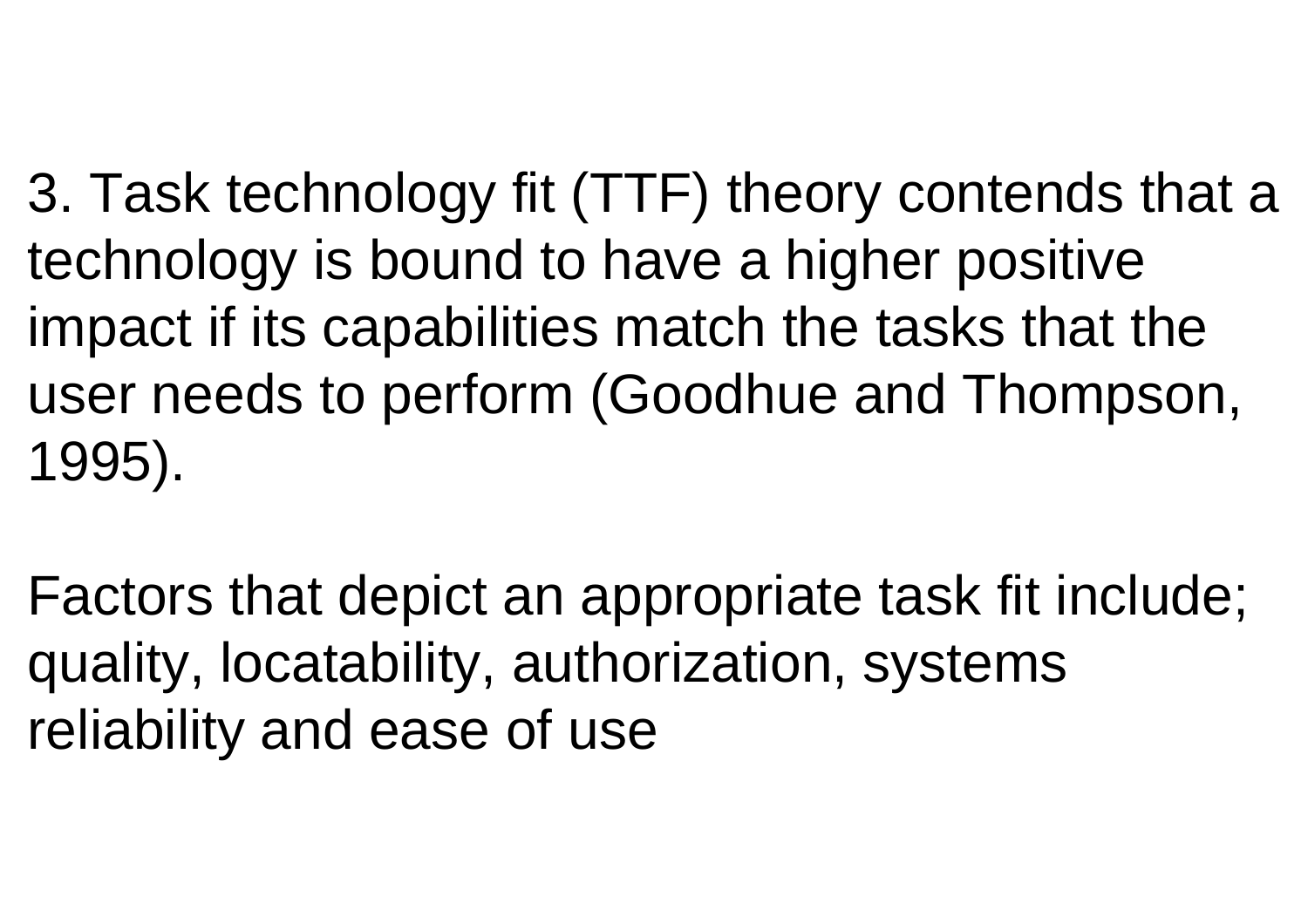3. Task technology fit (TTF) theory contends that a technology is bound to have a higher positive impact if its capabilities match the tasks that the user needs to perform (Goodhue and Thompson, 1995).

Factors that depict an appropriate task fit include; quality, locatability, authorization, systems reliability and ease of use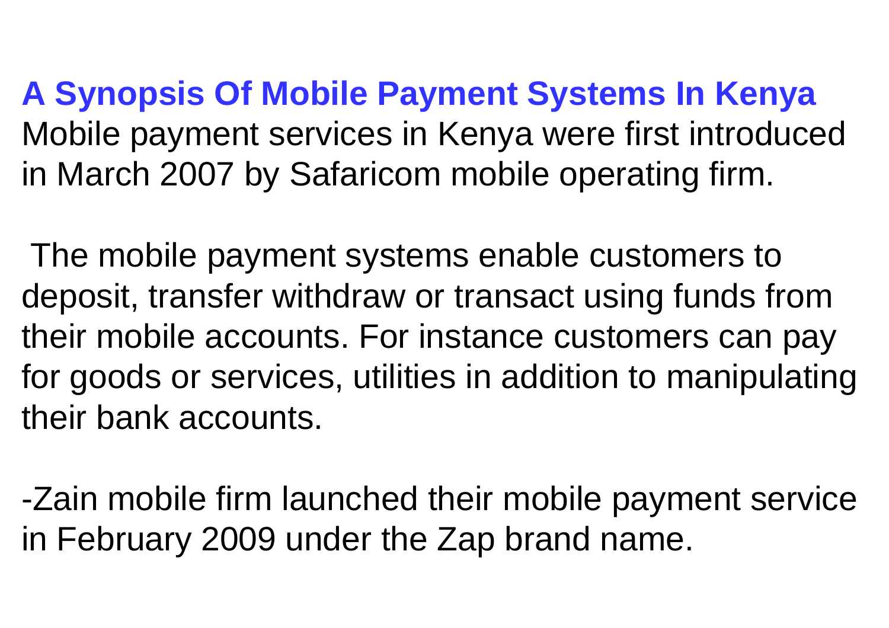## A Synopsis Of Mobile Payment Systems In Kenya

Mobile payment services in Kenya were first introduced in March 2007 by Safaricom mobile operating firm.

The mobile payment systems enable customers to deposit, transfer withdraw or transact using funds from their mobile accounts. For instance customers can pay for goods or services, utilities in addition to manipulating their bank accounts.

-Zain mobile firm launched their mobile payment service in February 2009 under the Zap brand name.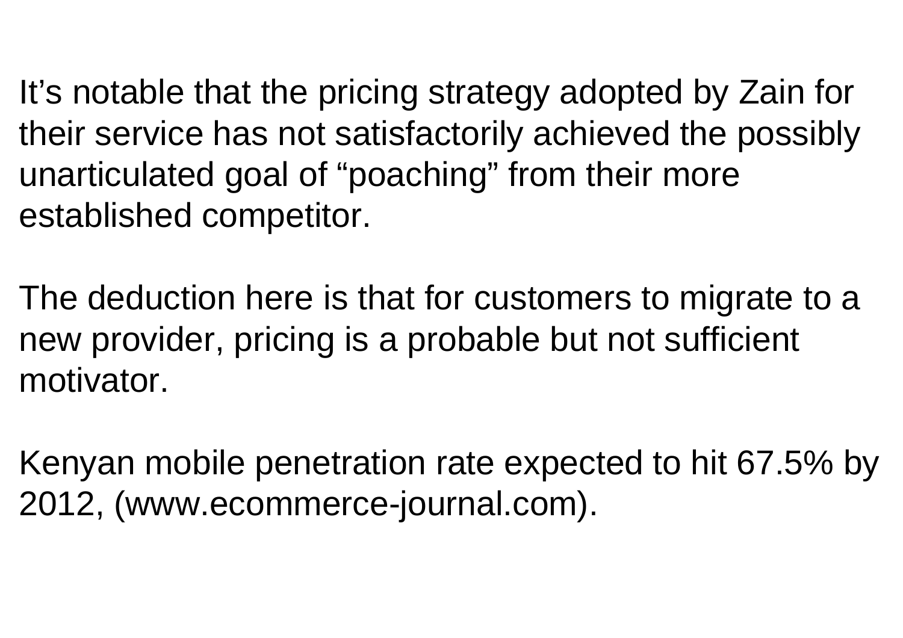It’s notable that the pricing strategy adopted by Zain for their service has not satisfactorily achieved the possibly unarticulated goal of “poaching” from their more established competitor.

The deduction here is that for customers to migrate to a new provider, pricing is a probable but not sufficient motivator.

Kenyan mobile penetration rate expected to hit 67.5% by 2012, (www.ecommerce-journal.com).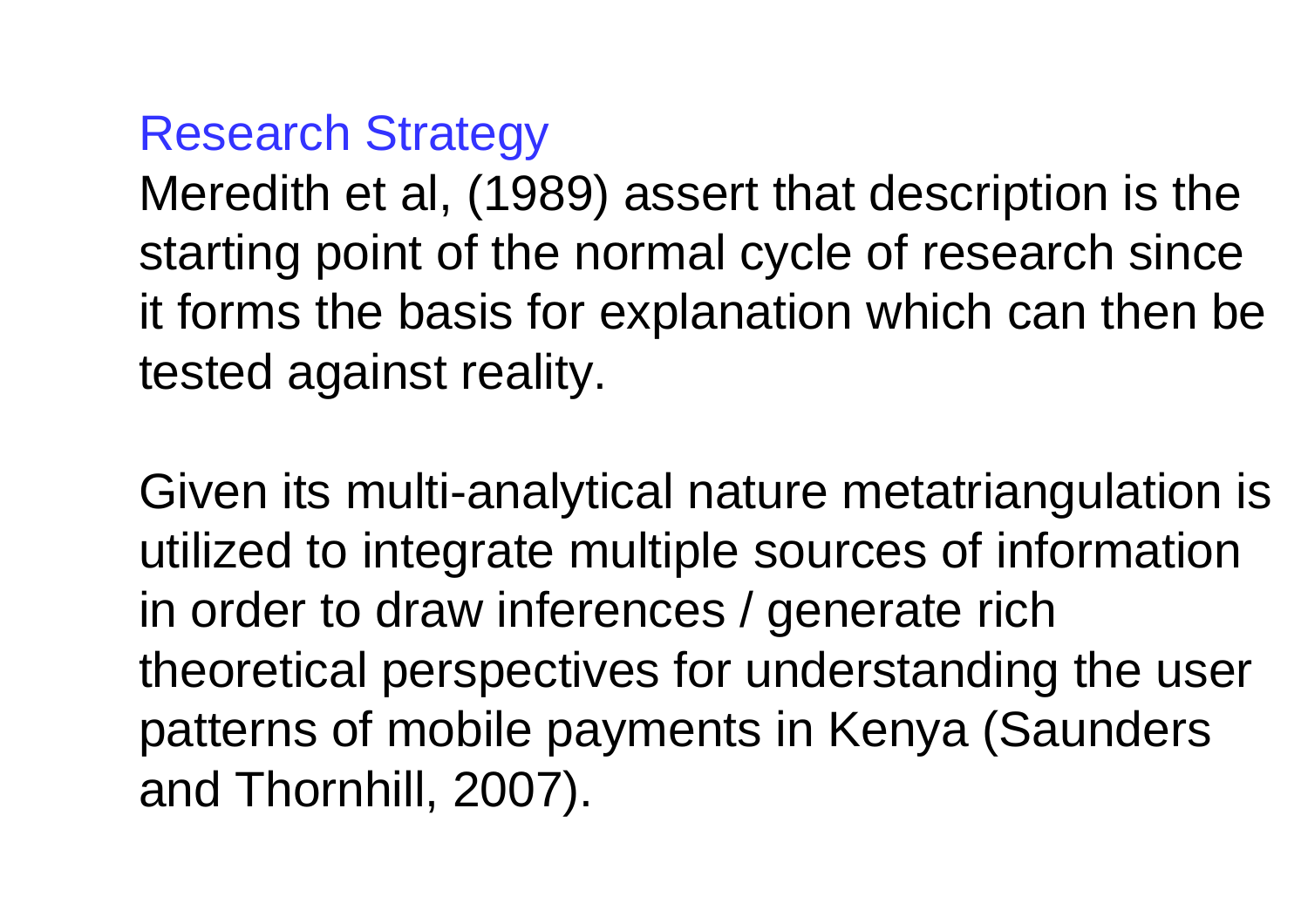## Research Strategy

Meredith et al, (1989) assert that description is the starting point of the normal cycle of research since it forms the basis for explanation which can then be tested against reality.

Given its multi-analytical nature metatriangulation is utilized to integrate multiple sources of information in order to draw inferences / generate rich theoretical perspectives for understanding the user patterns of mobile payments in Kenya (Saunders and Thornhill, 2007).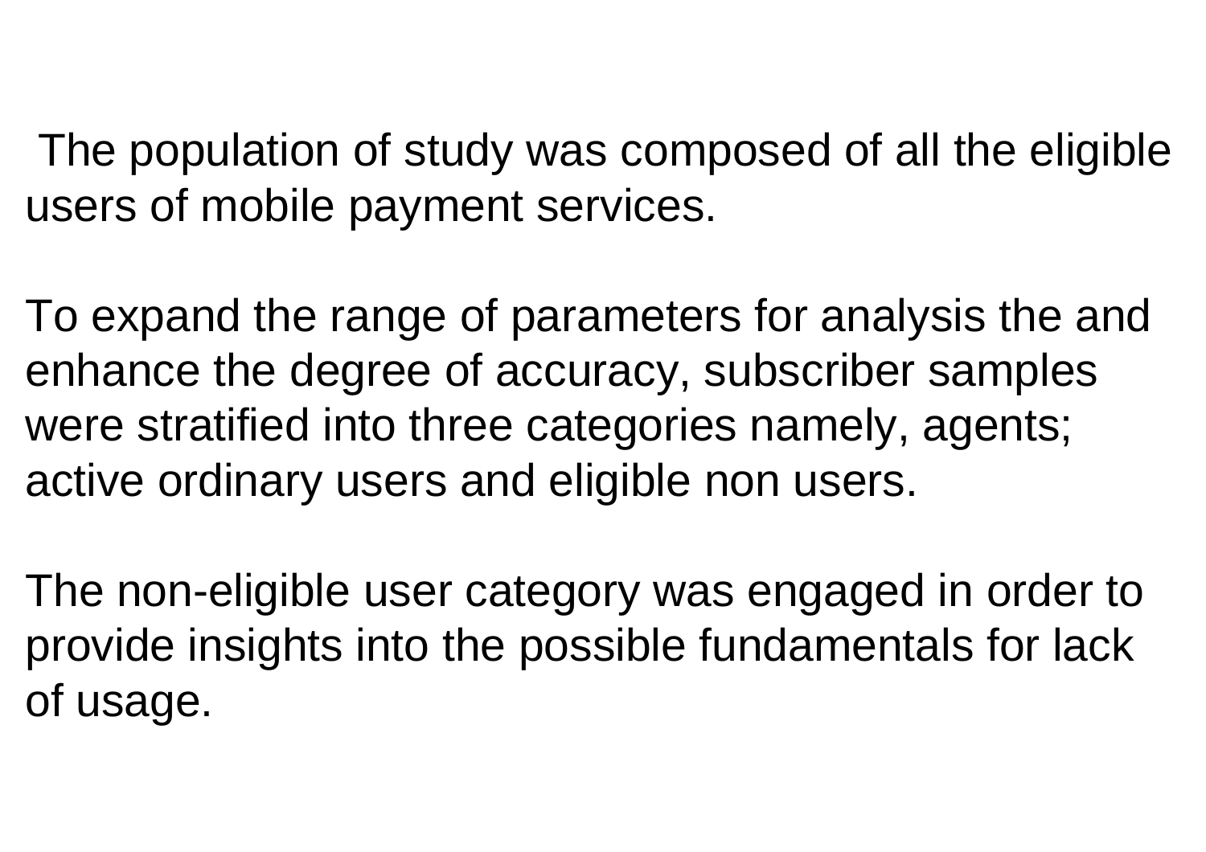The population of study was composed of all the eligible users of mobile payment services.

To expand the range of parameters for analysis the and enhance the degree of accuracy, subscriber samples were stratified into three categories namely, agents; active ordinary users and eligible non users.

The non-eligible user category was engaged in order to provide insights into the possible fundamentals for lack of usage.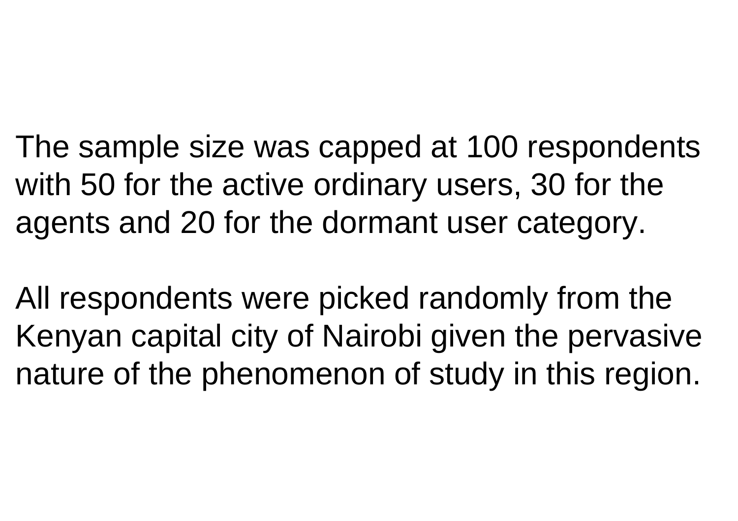The sample size was capped at 100 respondents with 50 for the active ordinary users, 30 for the agents and 20 for the dormant user category.

All respondents were picked randomly from the Kenyan capital city of Nairobi given the pervasive nature of the phenomenon of study in this region.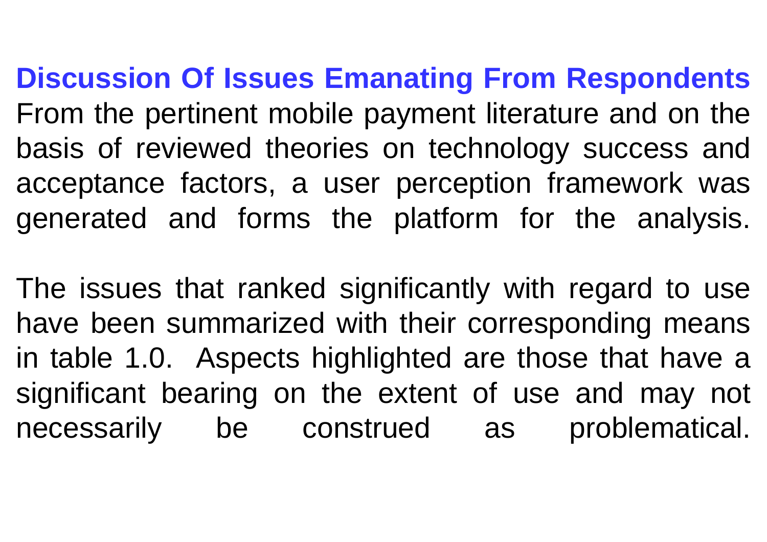## Discussion Of Issues Emanating From Respondents

From the pertinent mobile payment literature and on the basis of reviewed theories on technology success and acceptance factors, a user perception framework was generated and forms the platform for the analysis.

The issues that ranked significantly with regard to use have been summarized with their corresponding means in table 1.0. Aspects highlighted are those that have a significant bearing on the extent of use and may not necessarily be construed as problematical.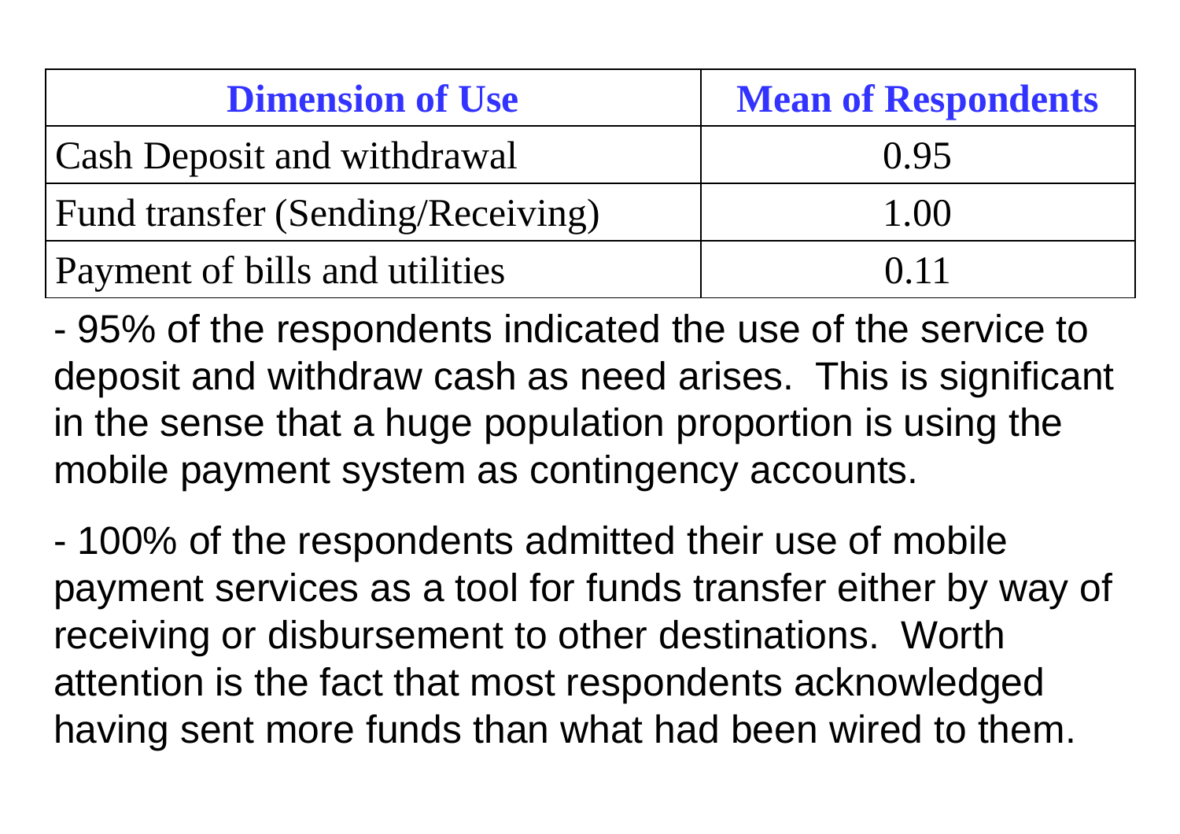| Dimension of Use | Mean of Respondents |
|---|---|
| Cash Deposit and withdrawal | 0.95 |
| Fund transfer (Sending/Receiving) | 1.00 |
| Payment of bills and utilities | 0.11 |

- 95% of the respondents indicated the use of the service to deposit and withdraw cash as need arises. This is significant in the sense that a huge population proportion is using the mobile payment system as contingency accounts.

- 100% of the respondents admitted their use of mobile payment services as a tool for funds transfer either by way of receiving or disbursement to other destinations. Worth attention is the fact that most respondents acknowledged having sent more funds than what had been wired to them.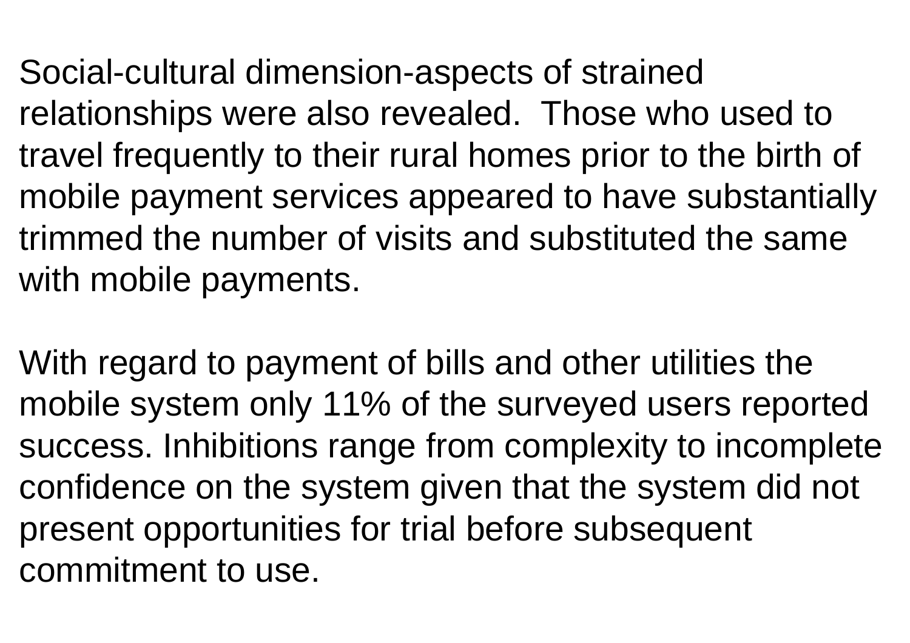Social-cultural dimension-aspects of strained relationships were also revealed.  Those who used to travel frequently to their rural homes prior to the birth of mobile payment services appeared to have substantially trimmed the number of visits and substituted the same with mobile payments.

With regard to payment of bills and other utilities the mobile system only 11% of the surveyed users reported success. Inhibitions range from complexity to incomplete confidence on the system given that the system did not present opportunities for trial before subsequent commitment to use.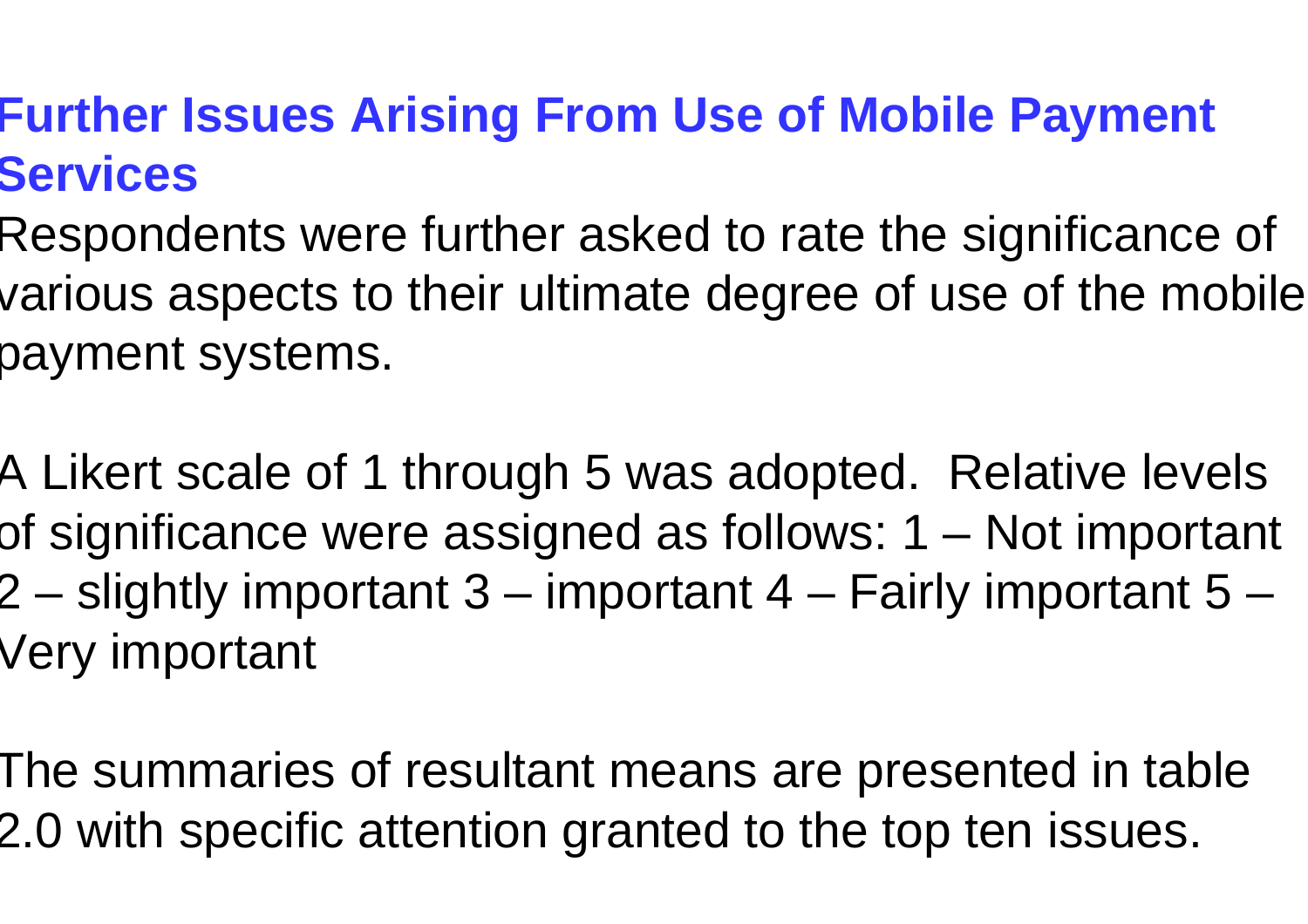## Further Issues Arising From Use of Mobile Payment Services

Respondents were further asked to rate the significance of various aspects to their ultimate degree of use of the mobile payment systems.

A Likert scale of 1 through 5 was adopted. Relative levels of significance were assigned as follows: 1 – Not important 2 – slightly important 3 – important 4 – Fairly important 5 – Very important

The summaries of resultant means are presented in table 2.0 with specific attention granted to the top ten issues.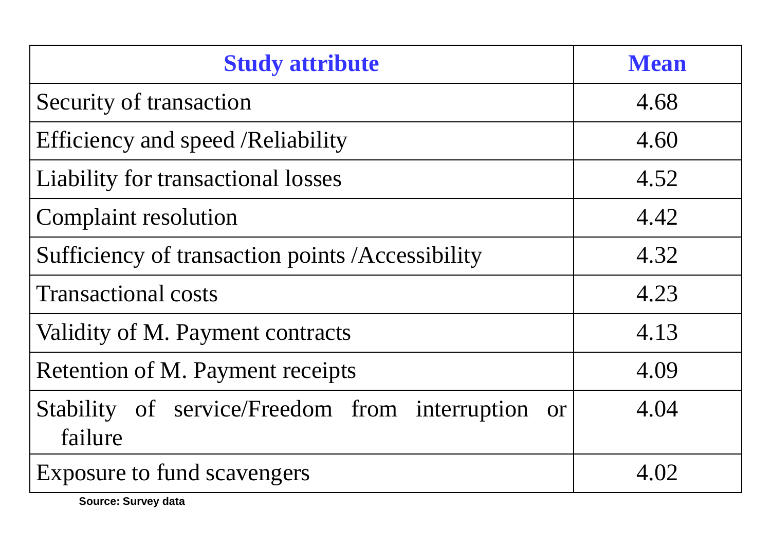| Study attribute | Mean |
|---|---|
| Security of transaction | 4.68 |
| Efficiency and speed /Reliability | 4.60 |
| Liability for transactional losses | 4.52 |
| Complaint resolution | 4.42 |
| Sufficiency of transaction points /Accessibility | 4.32 |
| Transactional costs | 4.23 |
| Validity of M. Payment contracts | 4.13 |
| Retention of M. Payment receipts | 4.09 |
| Stability of service/Freedom from interruption or failure | 4.04 |
| Exposure to fund scavengers | 4.02 |

**Source: Survey data**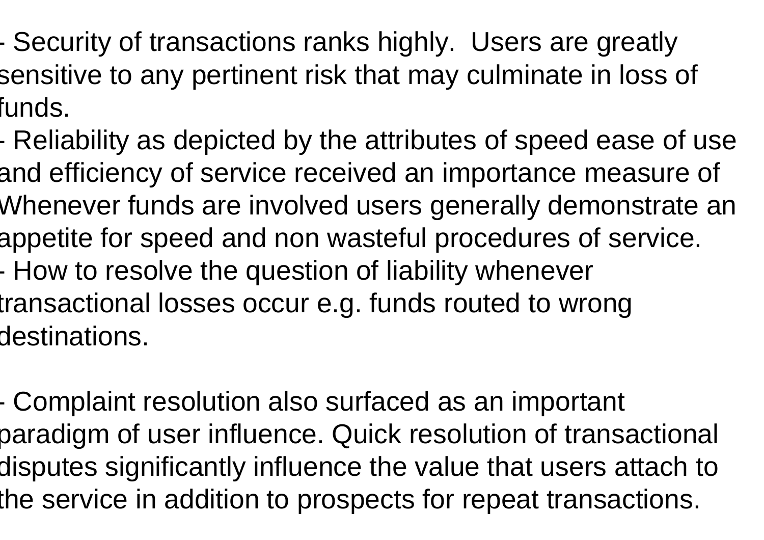- Security of transactions ranks highly. Users are greatly sensitive to any pertinent risk that may culminate in loss of funds.
- Reliability as depicted by the attributes of speed ease of use and efficiency of service received an importance measure of Whenever funds are involved users generally demonstrate an appetite for speed and non wasteful procedures of service.
- How to resolve the question of liability whenever transactional losses occur e.g. funds routed to wrong destinations.

- Complaint resolution also surfaced as an important paradigm of user influence. Quick resolution of transactional disputes significantly influence the value that users attach to the service in addition to prospects for repeat transactions.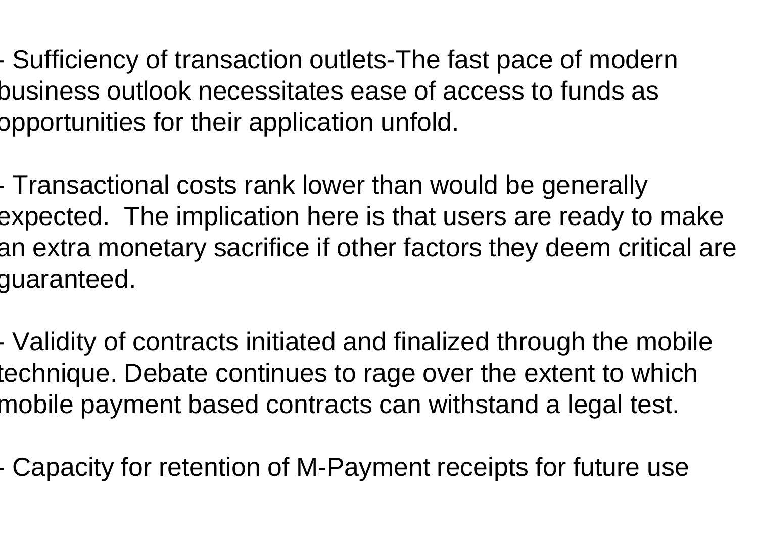- Sufficiency of transaction outlets-The fast pace of modern business outlook necessitates ease of access to funds as opportunities for their application unfold.

- Transactional costs rank lower than would be generally expected. The implication here is that users are ready to make an extra monetary sacrifice if other factors they deem critical are guaranteed.

- Validity of contracts initiated and finalized through the mobile technique. Debate continues to rage over the extent to which mobile payment based contracts can withstand a legal test.

- Capacity for retention of M-Payment receipts for future use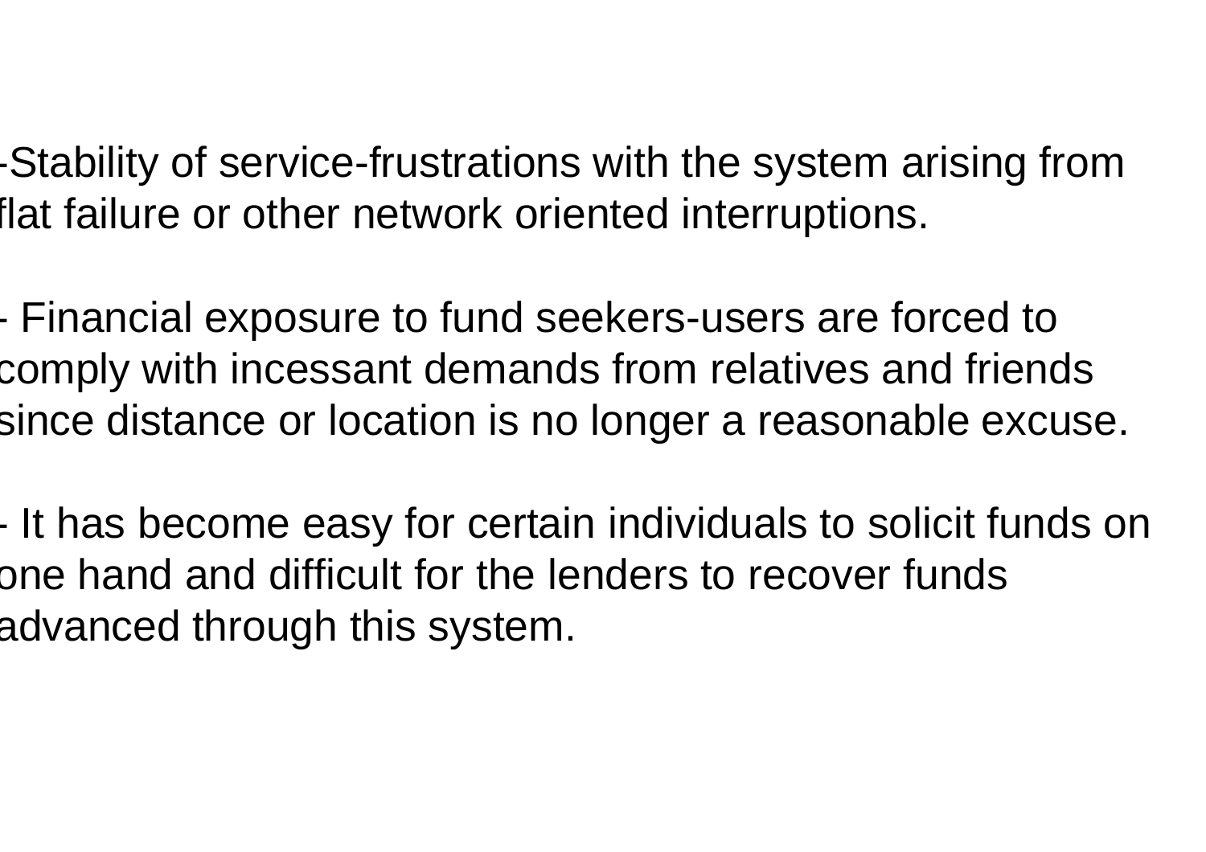- Stability of service-frustrations with the system arising from flat failure or other network oriented interruptions.

- Financial exposure to fund seekers-users are forced to comply with incessant demands from relatives and friends since distance or location is no longer a reasonable excuse.

- It has become easy for certain individuals to solicit funds on one hand and difficult for the lenders to recover funds advanced through this system.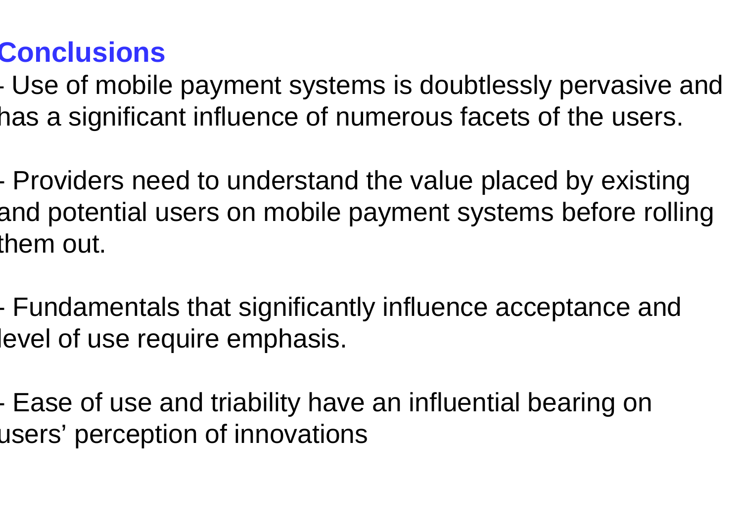## Conclusions

- Use of mobile payment systems is doubtlessly pervasive and has a significant influence of numerous facets of the users.

- Providers need to understand the value placed by existing and potential users on mobile payment systems before rolling them out.

- Fundamentals that significantly influence acceptance and level of use require emphasis.

- Ease of use and triability have an influential bearing on users' perception of innovations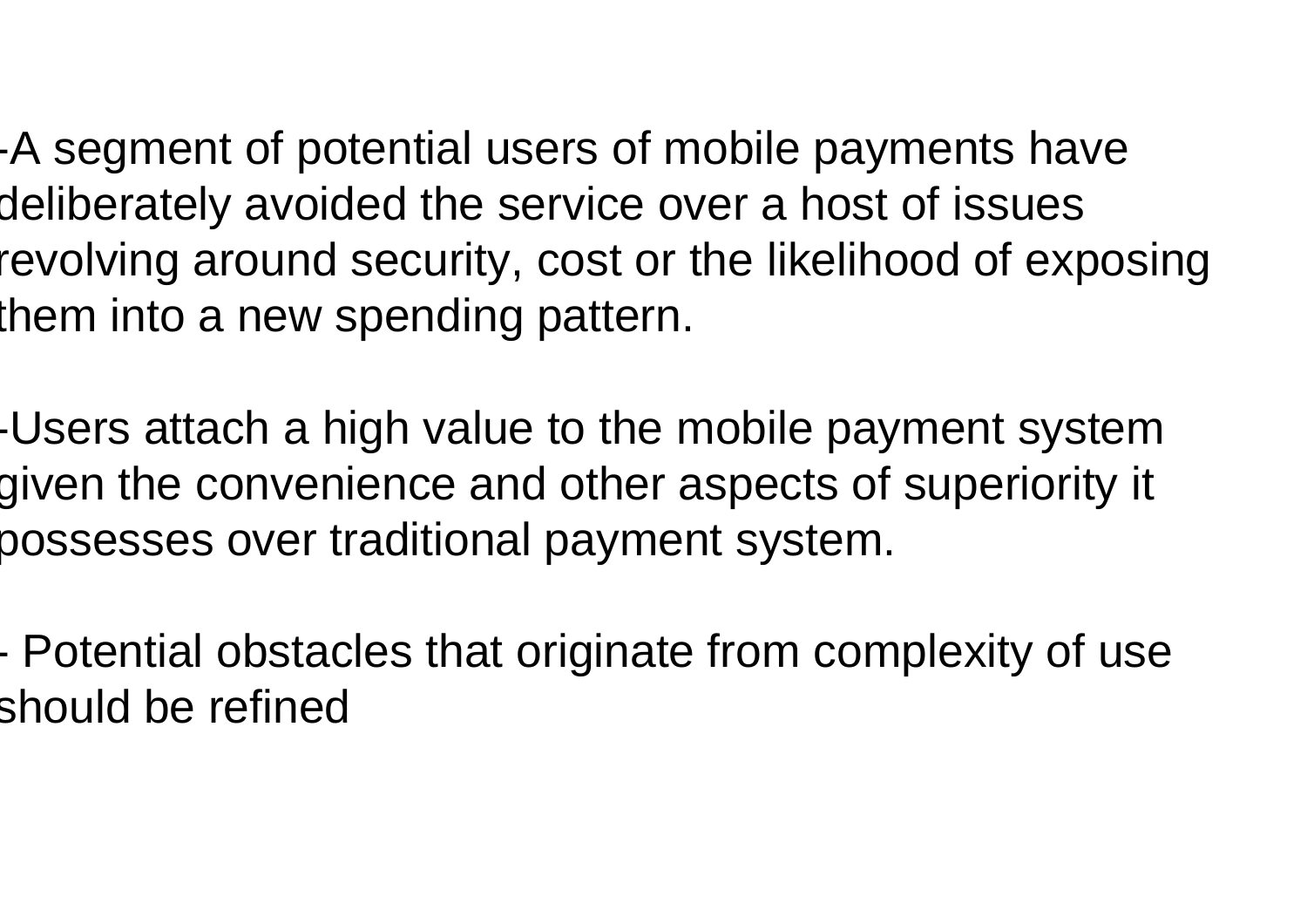-A segment of potential users of mobile payments have deliberately avoided the service over a host of issues revolving around security, cost or the likelihood of exposing them into a new spending pattern.

-Users attach a high value to the mobile payment system given the convenience and other aspects of superiority it possesses over traditional payment system.

- Potential obstacles that originate from complexity of use should be refined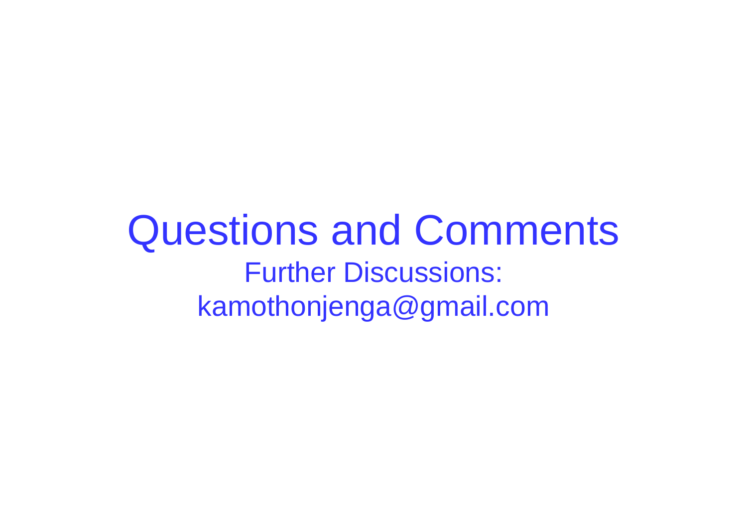# Questions and Comments

Further Discussions:

kamothonjenga@gmail.com